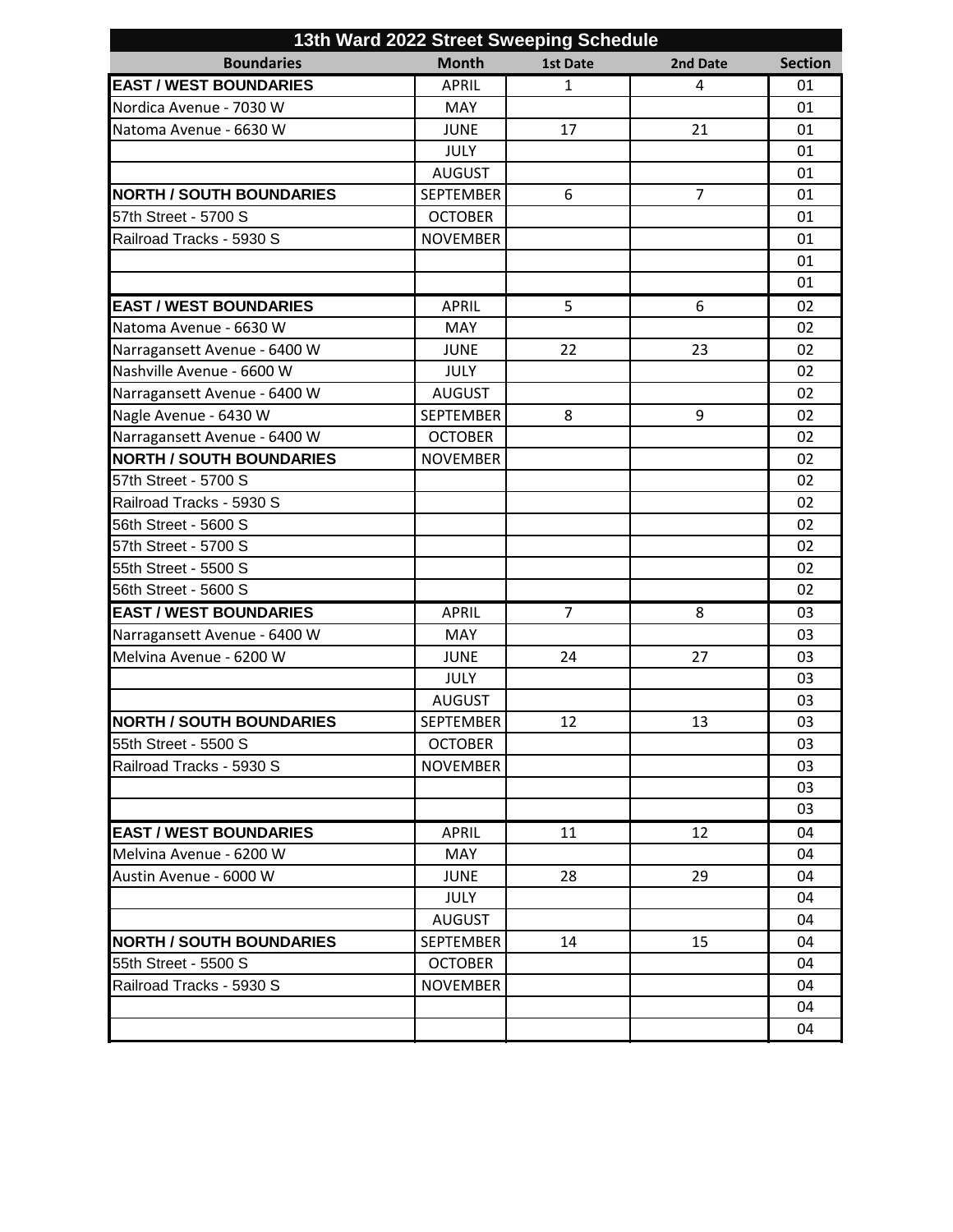| 13th Ward 2022 Street Sweeping Schedule | | | | |
|---|---|---|---|---|
| **Boundaries** | **Month** | **1st Date** | **2nd Date** | **Section** |
| **EAST / WEST BOUNDARIES** | APRIL | 1 | 4 | 01 |
| Nordica Avenue - 7030 W | MAY | | | 01 |
| Natoma Avenue - 6630 W | JUNE | 17 | 21 | 01 |
| | JULY | | | 01 |
| | AUGUST | | | 01 |
| **NORTH / SOUTH BOUNDARIES** | SEPTEMBER | 6 | 7 | 01 |
| 57th Street - 5700 S | OCTOBER | | | 01 |
| Railroad Tracks - 5930 S | NOVEMBER | | | 01 |
| | | | | 01 |
| | | | | 01 |
| **EAST / WEST BOUNDARIES** | APRIL | 5 | 6 | 02 |
| Natoma Avenue - 6630 W | MAY | | | 02 |
| Narragansett Avenue - 6400 W | JUNE | 22 | 23 | 02 |
| Nashville Avenue - 6600 W | JULY | | | 02 |
| Narragansett Avenue - 6400 W | AUGUST | | | 02 |
| Nagle Avenue - 6430 W | SEPTEMBER | 8 | 9 | 02 |
| Narragansett Avenue - 6400 W | OCTOBER | | | 02 |
| **NORTH / SOUTH BOUNDARIES** | NOVEMBER | | | 02 |
| 57th Street - 5700 S | | | | 02 |
| Railroad Tracks - 5930 S | | | | 02 |
| 56th Street - 5600 S | | | | 02 |
| 57th Street - 5700 S | | | | 02 |
| 55th Street - 5500 S | | | | 02 |
| 56th Street - 5600 S | | | | 02 |
| **EAST / WEST BOUNDARIES** | APRIL | 7 | 8 | 03 |
| Narragansett Avenue - 6400 W | MAY | | | 03 |
| Melvina Avenue - 6200 W | JUNE | 24 | 27 | 03 |
| | JULY | | | 03 |
| | AUGUST | | | 03 |
| **NORTH / SOUTH BOUNDARIES** | SEPTEMBER | 12 | 13 | 03 |
| 55th Street - 5500 S | OCTOBER | | | 03 |
| Railroad Tracks - 5930 S | NOVEMBER | | | 03 |
| | | | | 03 |
| | | | | 03 |
| **EAST / WEST BOUNDARIES** | APRIL | 11 | 12 | 04 |
| Melvina Avenue - 6200 W | MAY | | | 04 |
| Austin Avenue - 6000 W | JUNE | 28 | 29 | 04 |
| | JULY | | | 04 |
| | AUGUST | | | 04 |
| **NORTH / SOUTH BOUNDARIES** | SEPTEMBER | 14 | 15 | 04 |
| 55th Street - 5500 S | OCTOBER | | | 04 |
| Railroad Tracks - 5930 S | NOVEMBER | | | 04 |
| | | | | 04 |
| | | | | 04 |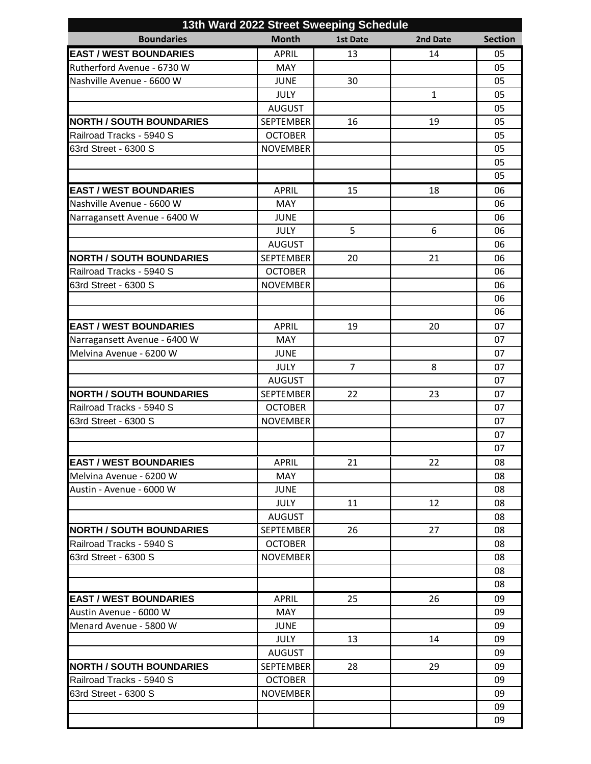| 13th Ward 2022 Street Sweeping Schedule | | | | |
|---|---|---|---|---|
| **Boundaries** | **Month** | **1st Date** | **2nd Date** | **Section** |
| **EAST / WEST BOUNDARIES** | APRIL | 13 | 14 | 05 |
| Rutherford Avenue - 6730 W | MAY | | | 05 |
| Nashville Avenue - 6600 W | JUNE | 30 | | 05 |
| | JULY | | 1 | 05 |
| | AUGUST | | | 05 |
| **NORTH / SOUTH BOUNDARIES** | SEPTEMBER | 16 | 19 | 05 |
| Railroad Tracks - 5940 S | OCTOBER | | | 05 |
| 63rd Street - 6300 S | NOVEMBER | | | 05 |
| | | | | 05 |
| | | | | 05 |
| **EAST / WEST BOUNDARIES** | APRIL | 15 | 18 | 06 |
| Nashville Avenue - 6600 W | MAY | | | 06 |
| Narragansett Avenue - 6400 W | JUNE | | | 06 |
| | JULY | 5 | 6 | 06 |
| | AUGUST | | | 06 |
| **NORTH / SOUTH BOUNDARIES** | SEPTEMBER | 20 | 21 | 06 |
| Railroad Tracks - 5940 S | OCTOBER | | | 06 |
| 63rd Street - 6300 S | NOVEMBER | | | 06 |
| | | | | 06 |
| | | | | 06 |
| **EAST / WEST BOUNDARIES** | APRIL | 19 | 20 | 07 |
| Narragansett Avenue - 6400 W | MAY | | | 07 |
| Melvina Avenue - 6200 W | JUNE | | | 07 |
| | JULY | 7 | 8 | 07 |
| | AUGUST | | | 07 |
| **NORTH / SOUTH BOUNDARIES** | SEPTEMBER | 22 | 23 | 07 |
| Railroad Tracks - 5940 S | OCTOBER | | | 07 |
| 63rd Street - 6300 S | NOVEMBER | | | 07 |
| | | | | 07 |
| | | | | 07 |
| **EAST / WEST BOUNDARIES** | APRIL | 21 | 22 | 08 |
| Melvina Avenue - 6200 W | MAY | | | 08 |
| Austin - Avenue - 6000 W | JUNE | | | 08 |
| | JULY | 11 | 12 | 08 |
| | AUGUST | | | 08 |
| **NORTH / SOUTH BOUNDARIES** | SEPTEMBER | 26 | 27 | 08 |
| Railroad Tracks - 5940 S | OCTOBER | | | 08 |
| 63rd Street - 6300 S | NOVEMBER | | | 08 |
| | | | | 08 |
| | | | | 08 |
| **EAST / WEST BOUNDARIES** | APRIL | 25 | 26 | 09 |
| Austin Avenue - 6000 W | MAY | | | 09 |
| Menard Avenue - 5800 W | JUNE | | | 09 |
| | JULY | 13 | 14 | 09 |
| | AUGUST | | | 09 |
| **NORTH / SOUTH BOUNDARIES** | SEPTEMBER | 28 | 29 | 09 |
| Railroad Tracks - 5940 S | OCTOBER | | | 09 |
| 63rd Street - 6300 S | NOVEMBER | | | 09 |
| | | | | 09 |
| | | | | 09 |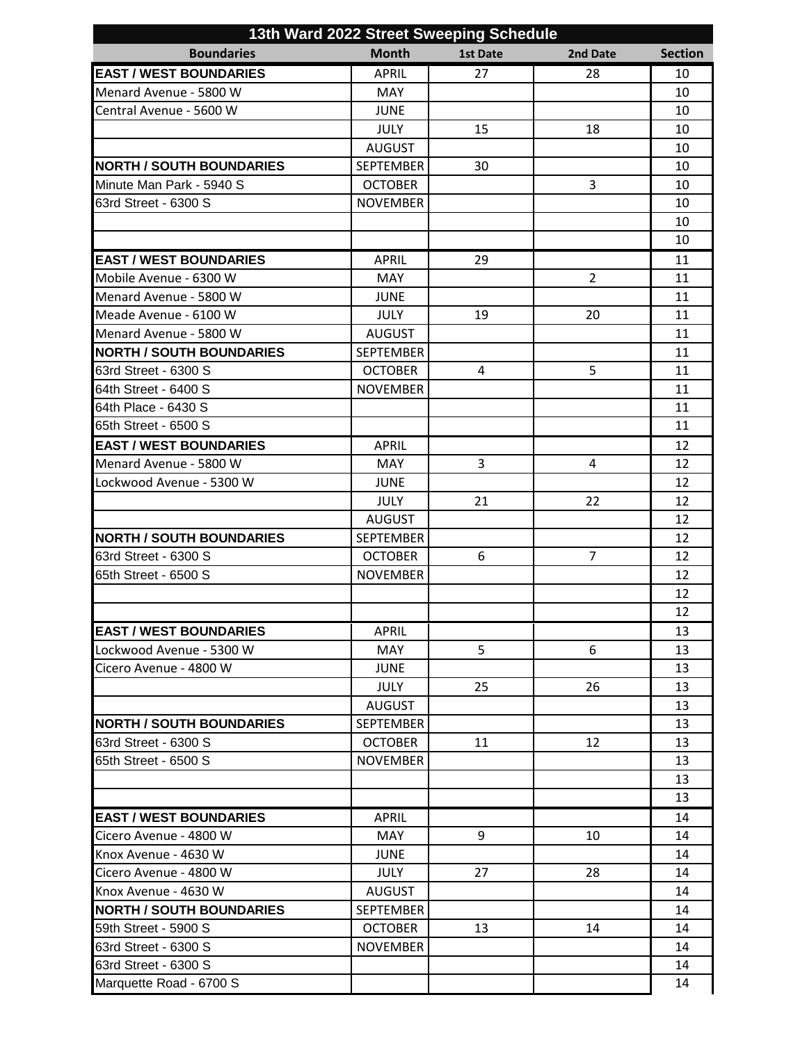| 13th Ward 2022 Street Sweeping Schedule | | | | |
|---|---|---|---|---|
| **Boundaries** | **Month** | **1st Date** | **2nd Date** | **Section** |
| **EAST / WEST BOUNDARIES** | APRIL | 27 | 28 | 10 |
| Menard Avenue - 5800 W | MAY | | | 10 |
| Central Avenue - 5600 W | JUNE | | | 10 |
| | JULY | 15 | 18 | 10 |
| | AUGUST | | | 10 |
| **NORTH / SOUTH BOUNDARIES** | SEPTEMBER | 30 | | 10 |
| Minute Man Park - 5940 S | OCTOBER | | 3 | 10 |
| 63rd Street - 6300 S | NOVEMBER | | | 10 |
| | | | | 10 |
| | | | | 10 |
| **EAST / WEST BOUNDARIES** | APRIL | 29 | | 11 |
| Mobile Avenue - 6300 W | MAY | | 2 | 11 |
| Menard Avenue - 5800 W | JUNE | | | 11 |
| Meade Avenue - 6100 W | JULY | 19 | 20 | 11 |
| Menard Avenue - 5800 W | AUGUST | | | 11 |
| **NORTH / SOUTH BOUNDARIES** | SEPTEMBER | | | 11 |
| 63rd Street - 6300 S | OCTOBER | 4 | 5 | 11 |
| 64th Street - 6400 S | NOVEMBER | | | 11 |
| 64th Place - 6430 S | | | | 11 |
| 65th Street - 6500 S | | | | 11 |
| **EAST / WEST BOUNDARIES** | APRIL | | | 12 |
| Menard Avenue - 5800 W | MAY | 3 | 4 | 12 |
| Lockwood Avenue - 5300 W | JUNE | | | 12 |
| | JULY | 21 | 22 | 12 |
| | AUGUST | | | 12 |
| **NORTH / SOUTH BOUNDARIES** | SEPTEMBER | | | 12 |
| 63rd Street - 6300 S | OCTOBER | 6 | 7 | 12 |
| 65th Street - 6500 S | NOVEMBER | | | 12 |
| | | | | 12 |
| | | | | 12 |
| **EAST / WEST BOUNDARIES** | APRIL | | | 13 |
| Lockwood Avenue - 5300 W | MAY | 5 | 6 | 13 |
| Cicero Avenue - 4800 W | JUNE | | | 13 |
| | JULY | 25 | 26 | 13 |
| | AUGUST | | | 13 |
| **NORTH / SOUTH BOUNDARIES** | SEPTEMBER | | | 13 |
| 63rd Street - 6300 S | OCTOBER | 11 | 12 | 13 |
| 65th Street - 6500 S | NOVEMBER | | | 13 |
| | | | | 13 |
| | | | | 13 |
| **EAST / WEST BOUNDARIES** | APRIL | | | 14 |
| Cicero Avenue - 4800 W | MAY | 9 | 10 | 14 |
| Knox Avenue - 4630 W | JUNE | | | 14 |
| Cicero Avenue - 4800 W | JULY | 27 | 28 | 14 |
| Knox Avenue - 4630 W | AUGUST | | | 14 |
| **NORTH / SOUTH BOUNDARIES** | SEPTEMBER | | | 14 |
| 59th Street - 5900 S | OCTOBER | 13 | 14 | 14 |
| 63rd Street - 6300 S | NOVEMBER | | | 14 |
| 63rd Street - 6300 S | | | | 14 |
| Marquette Road - 6700 S | | | | 14 |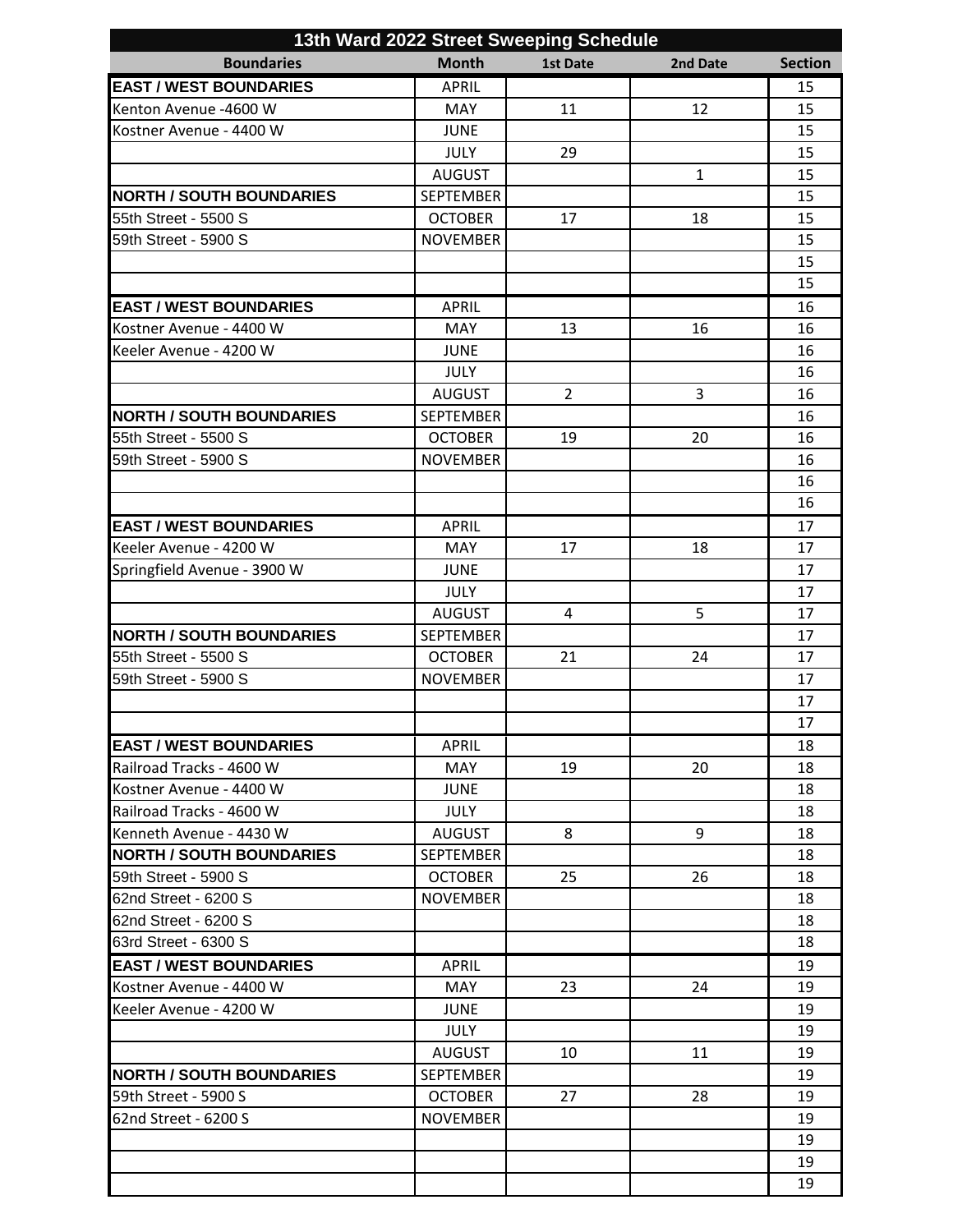| 13th Ward 2022 Street Sweeping Schedule | | | | |
|---|---|---|---|---|
| **Boundaries** | **Month** | **1st Date** | **2nd Date** | **Section** |
| **EAST / WEST BOUNDARIES** | APRIL | | | 15 |
| Kenton Avenue -4600 W | MAY | 11 | 12 | 15 |
| Kostner Avenue - 4400 W | JUNE | | | 15 |
| | JULY | 29 | | 15 |
| | AUGUST | | 1 | 15 |
| **NORTH / SOUTH BOUNDARIES** | SEPTEMBER | | | 15 |
| 55th Street - 5500 S | OCTOBER | 17 | 18 | 15 |
| 59th Street - 5900 S | NOVEMBER | | | 15 |
| | | | | 15 |
| | | | | 15 |
| **EAST / WEST BOUNDARIES** | APRIL | | | 16 |
| Kostner Avenue - 4400 W | MAY | 13 | 16 | 16 |
| Keeler Avenue - 4200 W | JUNE | | | 16 |
| | JULY | | | 16 |
| | AUGUST | 2 | 3 | 16 |
| **NORTH / SOUTH BOUNDARIES** | SEPTEMBER | | | 16 |
| 55th Street - 5500 S | OCTOBER | 19 | 20 | 16 |
| 59th Street - 5900 S | NOVEMBER | | | 16 |
| | | | | 16 |
| | | | | 16 |
| **EAST / WEST BOUNDARIES** | APRIL | | | 17 |
| Keeler Avenue - 4200 W | MAY | 17 | 18 | 17 |
| Springfield Avenue - 3900 W | JUNE | | | 17 |
| | JULY | | | 17 |
| | AUGUST | 4 | 5 | 17 |
| **NORTH / SOUTH BOUNDARIES** | SEPTEMBER | | | 17 |
| 55th Street - 5500 S | OCTOBER | 21 | 24 | 17 |
| 59th Street - 5900 S | NOVEMBER | | | 17 |
| | | | | 17 |
| | | | | 17 |
| **EAST / WEST BOUNDARIES** | APRIL | | | 18 |
| Railroad Tracks - 4600 W | MAY | 19 | 20 | 18 |
| Kostner Avenue - 4400 W | JUNE | | | 18 |
| Railroad Tracks - 4600 W | JULY | | | 18 |
| Kenneth Avenue - 4430 W | AUGUST | 8 | 9 | 18 |
| **NORTH / SOUTH BOUNDARIES** | SEPTEMBER | | | 18 |
| 59th Street - 5900 S | OCTOBER | 25 | 26 | 18 |
| 62nd Street - 6200 S | NOVEMBER | | | 18 |
| 62nd Street - 6200 S | | | | 18 |
| 63rd Street - 6300 S | | | | 18 |
| **EAST / WEST BOUNDARIES** | APRIL | | | 19 |
| Kostner Avenue - 4400 W | MAY | 23 | 24 | 19 |
| Keeler Avenue - 4200 W | JUNE | | | 19 |
| | JULY | | | 19 |
| | AUGUST | 10 | 11 | 19 |
| **NORTH / SOUTH BOUNDARIES** | SEPTEMBER | | | 19 |
| 59th Street - 5900 S | OCTOBER | 27 | 28 | 19 |
| 62nd Street - 6200 S | NOVEMBER | | | 19 |
| | | | | 19 |
| | | | | 19 |
| | | | | 19 |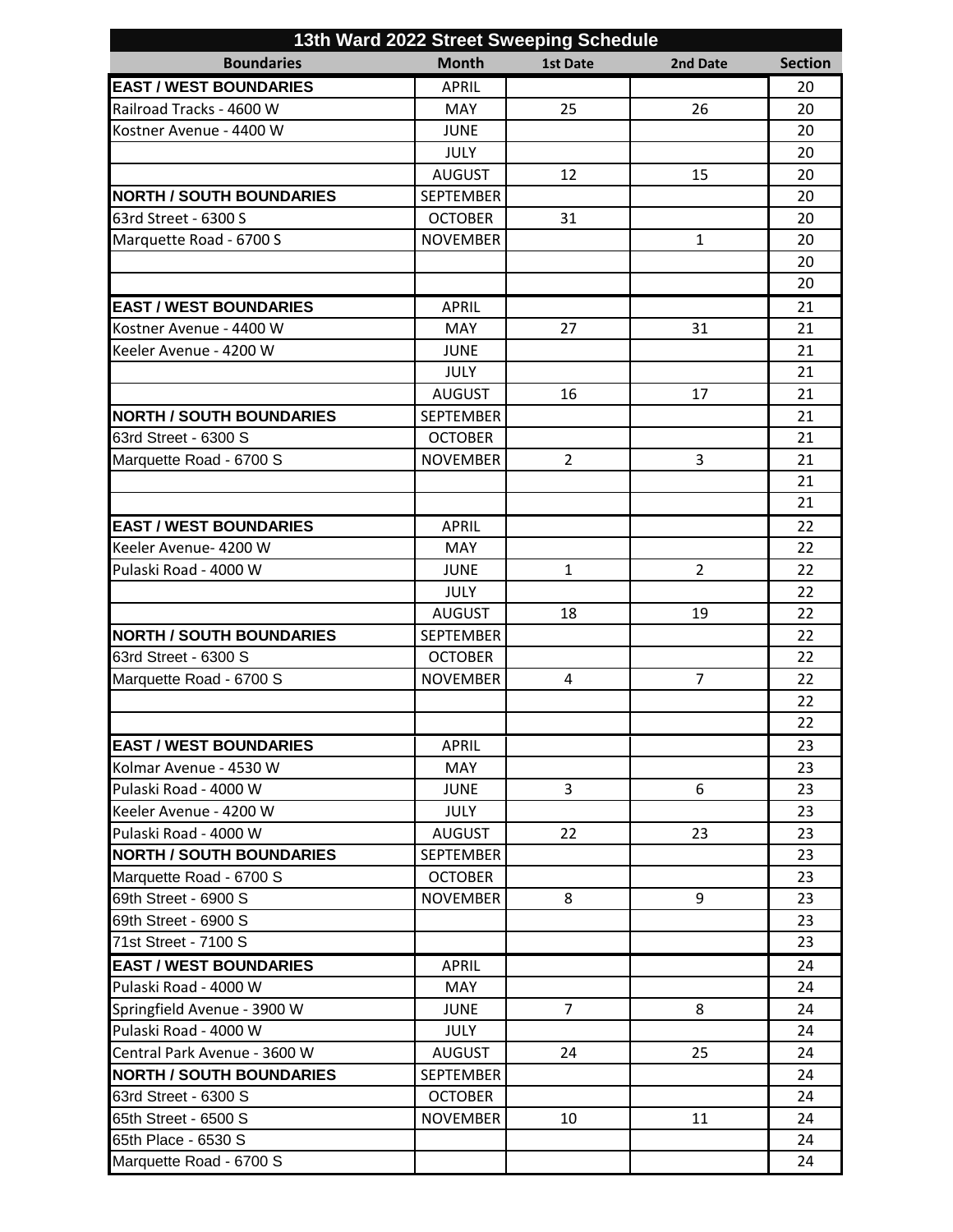| 13th Ward 2022 Street Sweeping Schedule | | | | |
|---|---|---|---|---|
| **Boundaries** | **Month** | **1st Date** | **2nd Date** | **Section** |
| **EAST / WEST BOUNDARIES** | APRIL | | | 20 |
| Railroad Tracks - 4600 W | MAY | 25 | 26 | 20 |
| Kostner Avenue - 4400 W | JUNE | | | 20 |
| | JULY | | | 20 |
| | AUGUST | 12 | 15 | 20 |
| **NORTH / SOUTH BOUNDARIES** | SEPTEMBER | | | 20 |
| 63rd Street - 6300 S | OCTOBER | 31 | | 20 |
| Marquette Road - 6700 S | NOVEMBER | | 1 | 20 |
| | | | | 20 |
| | | | | 20 |
| **EAST / WEST BOUNDARIES** | APRIL | | | 21 |
| Kostner Avenue - 4400 W | MAY | 27 | 31 | 21 |
| Keeler Avenue - 4200 W | JUNE | | | 21 |
| | JULY | | | 21 |
| | AUGUST | 16 | 17 | 21 |
| **NORTH / SOUTH BOUNDARIES** | SEPTEMBER | | | 21 |
| 63rd Street - 6300 S | OCTOBER | | | 21 |
| Marquette Road - 6700 S | NOVEMBER | 2 | 3 | 21 |
| | | | | 21 |
| | | | | 21 |
| **EAST / WEST BOUNDARIES** | APRIL | | | 22 |
| Keeler Avenue- 4200 W | MAY | | | 22 |
| Pulaski Road - 4000 W | JUNE | 1 | 2 | 22 |
| | JULY | | | 22 |
| | AUGUST | 18 | 19 | 22 |
| **NORTH / SOUTH BOUNDARIES** | SEPTEMBER | | | 22 |
| 63rd Street - 6300 S | OCTOBER | | | 22 |
| Marquette Road - 6700 S | NOVEMBER | 4 | 7 | 22 |
| | | | | 22 |
| | | | | 22 |
| **EAST / WEST BOUNDARIES** | APRIL | | | 23 |
| Kolmar Avenue - 4530 W | MAY | | | 23 |
| Pulaski Road - 4000 W | JUNE | 3 | 6 | 23 |
| Keeler Avenue - 4200 W | JULY | | | 23 |
| Pulaski Road - 4000 W | AUGUST | 22 | 23 | 23 |
| **NORTH / SOUTH BOUNDARIES** | SEPTEMBER | | | 23 |
| Marquette Road - 6700 S | OCTOBER | | | 23 |
| 69th Street - 6900 S | NOVEMBER | 8 | 9 | 23 |
| 69th Street - 6900 S | | | | 23 |
| 71st Street - 7100 S | | | | 23 |
| **EAST / WEST BOUNDARIES** | APRIL | | | 24 |
| Pulaski Road - 4000 W | MAY | | | 24 |
| Springfield Avenue - 3900 W | JUNE | 7 | 8 | 24 |
| Pulaski Road - 4000 W | JULY | | | 24 |
| Central Park Avenue - 3600 W | AUGUST | 24 | 25 | 24 |
| **NORTH / SOUTH BOUNDARIES** | SEPTEMBER | | | 24 |
| 63rd Street - 6300 S | OCTOBER | | | 24 |
| 65th Street - 6500 S | NOVEMBER | 10 | 11 | 24 |
| 65th Place - 6530 S | | | | 24 |
| Marquette Road - 6700 S | | | | 24 |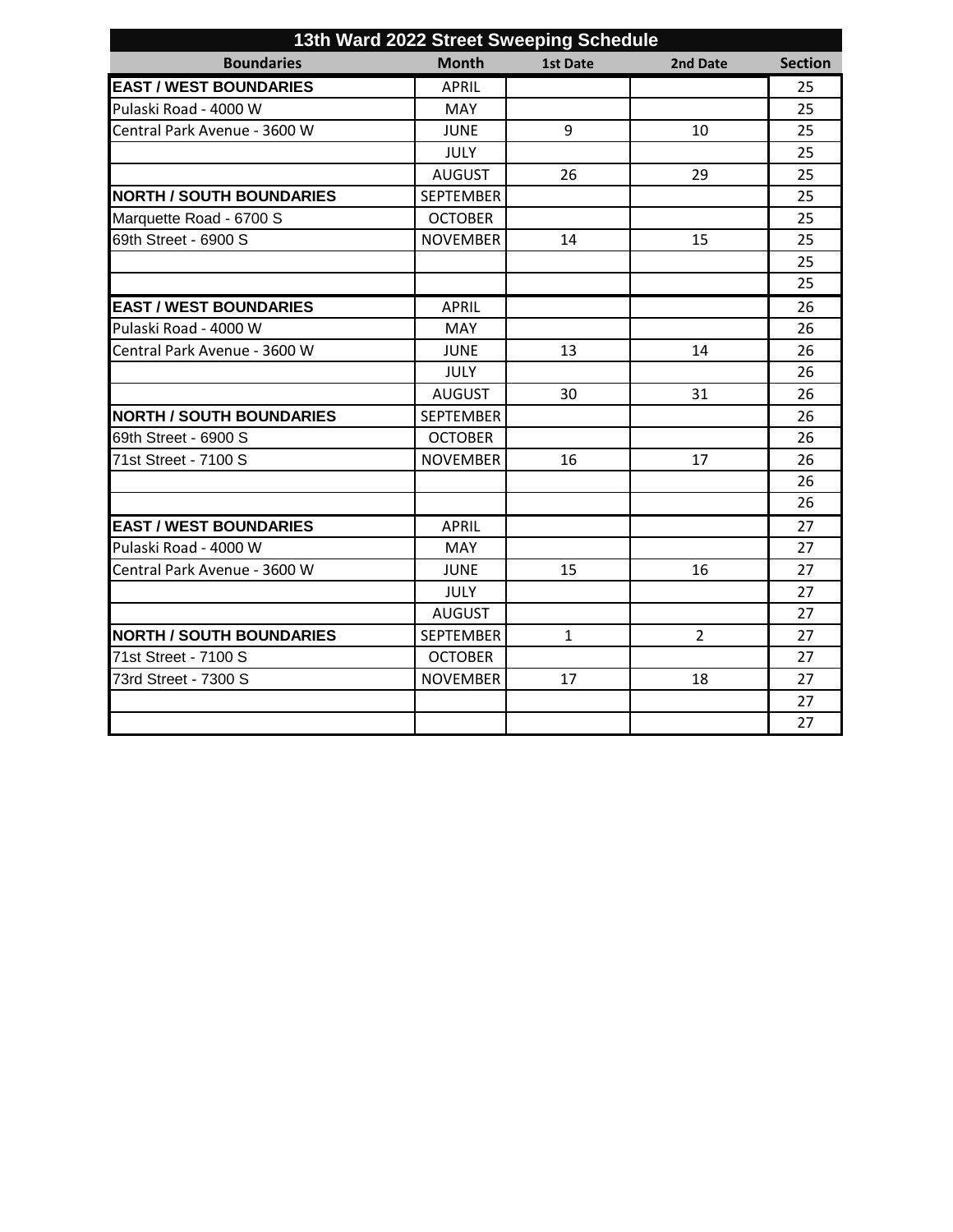## 13th Ward 2022 Street Sweeping Schedule

| Boundaries | Month | 1st Date | 2nd Date | Section |
|---|---|---|---|---|
| **EAST / WEST BOUNDARIES** | APRIL | | | 25 |
| Pulaski Road - 4000 W | MAY | | | 25 |
| Central Park Avenue - 3600 W | JUNE | 9 | 10 | 25 |
| | JULY | | | 25 |
| | AUGUST | 26 | 29 | 25 |
| **NORTH / SOUTH BOUNDARIES** | SEPTEMBER | | | 25 |
| Marquette Road - 6700 S | OCTOBER | | | 25 |
| 69th Street - 6900 S | NOVEMBER | 14 | 15 | 25 |
| | | | | 25 |
| | | | | 25 |
| **EAST / WEST BOUNDARIES** | APRIL | | | 26 |
| Pulaski Road - 4000 W | MAY | | | 26 |
| Central Park Avenue - 3600 W | JUNE | 13 | 14 | 26 |
| | JULY | | | 26 |
| | AUGUST | 30 | 31 | 26 |
| **NORTH / SOUTH BOUNDARIES** | SEPTEMBER | | | 26 |
| 69th Street - 6900 S | OCTOBER | | | 26 |
| 71st Street - 7100 S | NOVEMBER | 16 | 17 | 26 |
| | | | | 26 |
| | | | | 26 |
| **EAST / WEST BOUNDARIES** | APRIL | | | 27 |
| Pulaski Road - 4000 W | MAY | | | 27 |
| Central Park Avenue - 3600 W | JUNE | 15 | 16 | 27 |
| | JULY | | | 27 |
| | AUGUST | | | 27 |
| **NORTH / SOUTH BOUNDARIES** | SEPTEMBER | 1 | 2 | 27 |
| 71st Street - 7100 S | OCTOBER | | | 27 |
| 73rd Street - 7300 S | NOVEMBER | 17 | 18 | 27 |
| | | | | 27 |
| | | | | 27 |